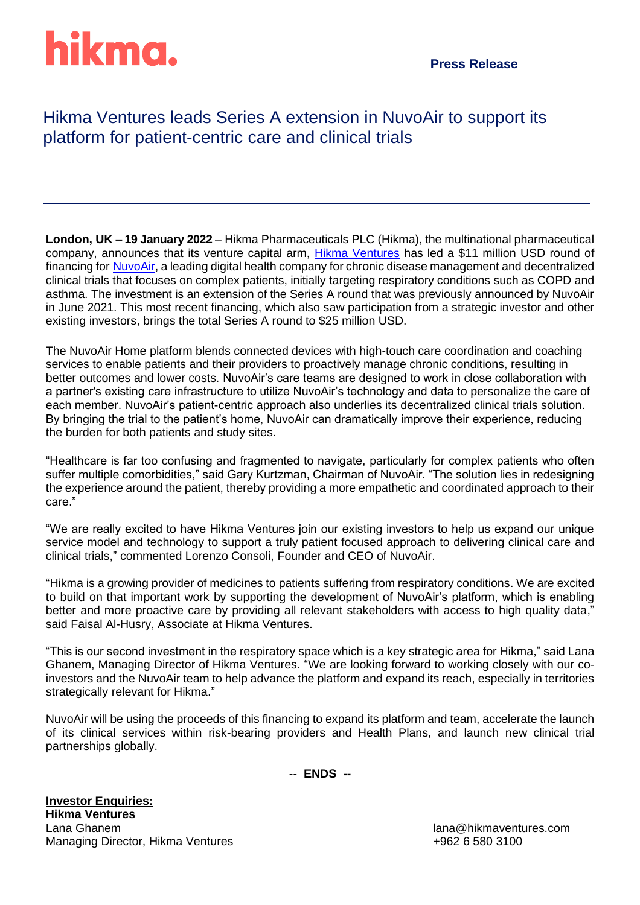hikma.

**Press Release**

# Hikma Ventures leads Series A extension in NuvoAir to support its platform for patient-centric care and clinical trials

**London, UK – 19 January 2022** – Hikma Pharmaceuticals PLC (Hikma), the multinational pharmaceutical company, announces that its venture capital arm, [Hikma Ventures]() has led a $11 million USD round of financing for [NuvoAir](), a leading digital health company for chronic disease management and decentralized clinical trials that focuses on complex patients, initially targeting respiratory conditions such as COPD and asthma. The investment is an extension of the Series A round that was previously announced by NuvoAir in June 2021. This most recent financing, which also saw participation from a strategic investor and other existing investors, brings the total Series A round to $25 million USD.

The NuvoAir Home platform blends connected devices with high-touch care coordination and coaching services to enable patients and their providers to proactively manage chronic conditions, resulting in better outcomes and lower costs. NuvoAir's care teams are designed to work in close collaboration with a partner's existing care infrastructure to utilize NuvoAir's technology and data to personalize the care of each member. NuvoAir's patient-centric approach also underlies its decentralized clinical trials solution. By bringing the trial to the patient's home, NuvoAir can dramatically improve their experience, reducing the burden for both patients and study sites.

"Healthcare is far too confusing and fragmented to navigate, particularly for complex patients who often suffer multiple comorbidities," said Gary Kurtzman, Chairman of NuvoAir. "The solution lies in redesigning the experience around the patient, thereby providing a more empathetic and coordinated approach to their care."

"We are really excited to have Hikma Ventures join our existing investors to help us expand our unique service model and technology to support a truly patient focused approach to delivering clinical care and clinical trials," commented Lorenzo Consoli, Founder and CEO of NuvoAir.

"Hikma is a growing provider of medicines to patients suffering from respiratory conditions. We are excited to build on that important work by supporting the development of NuvoAir's platform, which is enabling better and more proactive care by providing all relevant stakeholders with access to high quality data," said Faisal Al-Husry, Associate at Hikma Ventures.

"This is our second investment in the respiratory space which is a key strategic area for Hikma," said Lana Ghanem, Managing Director of Hikma Ventures. "We are looking forward to working closely with our co-investors and the NuvoAir team to help advance the platform and expand its reach, especially in territories strategically relevant for Hikma."

NuvoAir will be using the proceeds of this financing to expand its platform and team, accelerate the launch of its clinical services within risk-bearing providers and Health Plans, and launch new clinical trial partnerships globally.

-- **ENDS --**

**Investor Enquiries:**
**Hikma Ventures**
Lana Ghanem
Managing Director, Hikma Ventures

lana@hikmaventures.com
+962 6 580 3100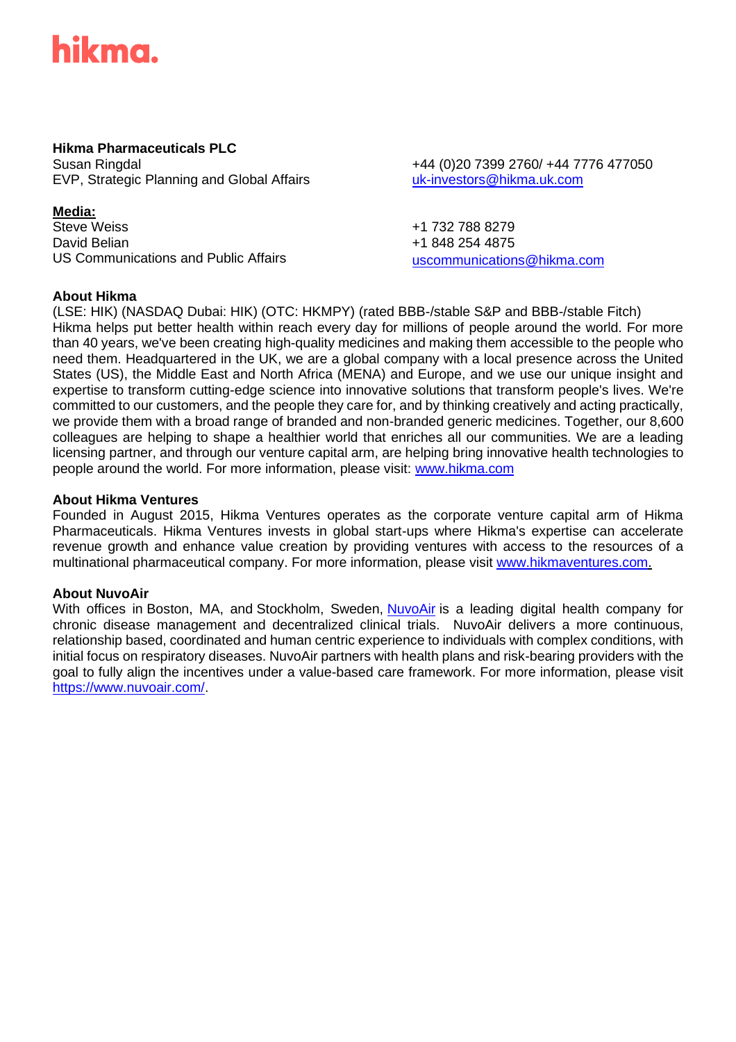hikma.

**Hikma Pharmaceuticals PLC**
Susan Ringdal
EVP, Strategic Planning and Global Affairs

+44 (0)20 7399 2760/ +44 7776 477050
uk-investors@hikma.uk.com

**Media:**
Steve Weiss
David Belian
US Communications and Public Affairs

+1 732 788 8279
+1 848 254 4875
uscommunications@hikma.com

**About Hikma**

(LSE: HIK) (NASDAQ Dubai: HIK) (OTC: HKMPY) (rated BBB-/stable S&P and BBB-/stable Fitch)
Hikma helps put better health within reach every day for millions of people around the world. For more than 40 years, we've been creating high-quality medicines and making them accessible to the people who need them. Headquartered in the UK, we are a global company with a local presence across the United States (US), the Middle East and North Africa (MENA) and Europe, and we use our unique insight and expertise to transform cutting-edge science into innovative solutions that transform people's lives. We're committed to our customers, and the people they care for, and by thinking creatively and acting practically, we provide them with a broad range of branded and non-branded generic medicines. Together, our 8,600 colleagues are helping to shape a healthier world that enriches all our communities. We are a leading licensing partner, and through our venture capital arm, are helping bring innovative health technologies to people around the world. For more information, please visit: www.hikma.com

**About Hikma Ventures**

Founded in August 2015, Hikma Ventures operates as the corporate venture capital arm of Hikma Pharmaceuticals. Hikma Ventures invests in global start-ups where Hikma's expertise can accelerate revenue growth and enhance value creation by providing ventures with access to the resources of a multinational pharmaceutical company. For more information, please visit www.hikmaventures.com.

**About NuvoAir**

With offices in Boston, MA, and Stockholm, Sweden, NuvoAir is a leading digital health company for chronic disease management and decentralized clinical trials. NuvoAir delivers a more continuous, relationship based, coordinated and human centric experience to individuals with complex conditions, with initial focus on respiratory diseases. NuvoAir partners with health plans and risk-bearing providers with the goal to fully align the incentives under a value-based care framework. For more information, please visit https://www.nuvoair.com/.